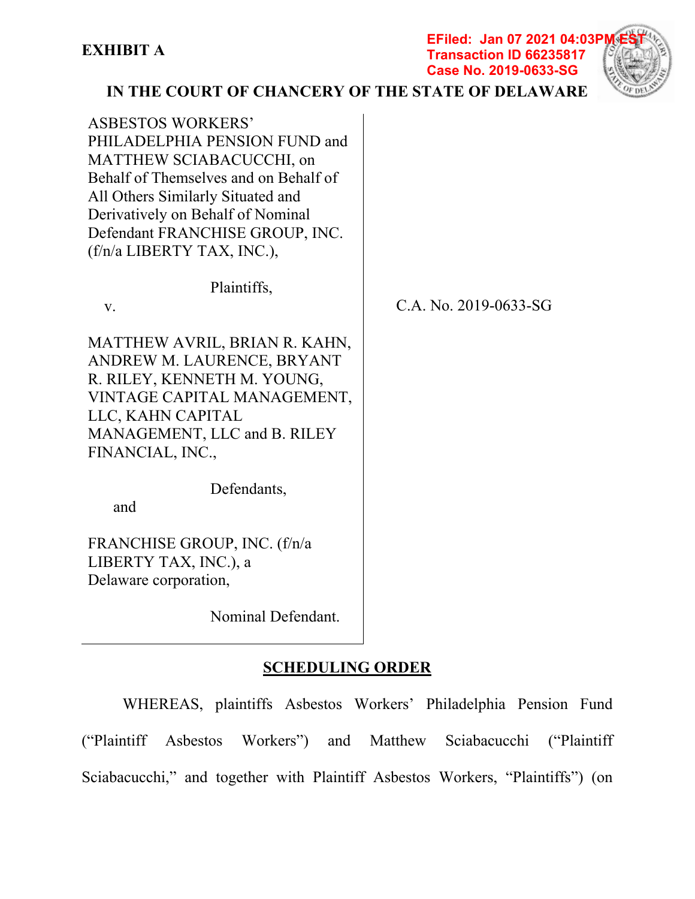**EXHIBIT A**

EFiled: Jan 07 2021 04:03PM EST
Transaction ID 66235817
Case No. 2019-0633-SG

**IN THE COURT OF CHANCERY OF THE STATE OF DELAWARE**

| | |
|---|---|
| ASBESTOS WORKERS' PHILADELPHIA PENSION FUND and MATTHEW SCIABACUCCHI, on Behalf of Themselves and on Behalf of All Others Similarly Situated and Derivatively on Behalf of Nominal Defendant FRANCHISE GROUP, INC. (f/n/a LIBERTY TAX, INC.),<br><br>Plaintiffs,<br><br>v.<br><br>MATTHEW AVRIL, BRIAN R. KAHN, ANDREW M. LAURENCE, BRYANT R. RILEY, KENNETH M. YOUNG, VINTAGE CAPITAL MANAGEMENT, LLC, KAHN CAPITAL MANAGEMENT, LLC and B. RILEY FINANCIAL, INC.,<br><br>Defendants,<br><br>and<br><br>FRANCHISE GROUP, INC. (f/n/a LIBERTY TAX, INC.), a Delaware corporation,<br><br>Nominal Defendant. | C.A. No. 2019-0633-SG |

**SCHEDULING ORDER**

WHEREAS, plaintiffs Asbestos Workers' Philadelphia Pension Fund ("Plaintiff Asbestos Workers") and Matthew Sciabacucchi ("Plaintiff Sciabacucchi," and together with Plaintiff Asbestos Workers, "Plaintiffs") (on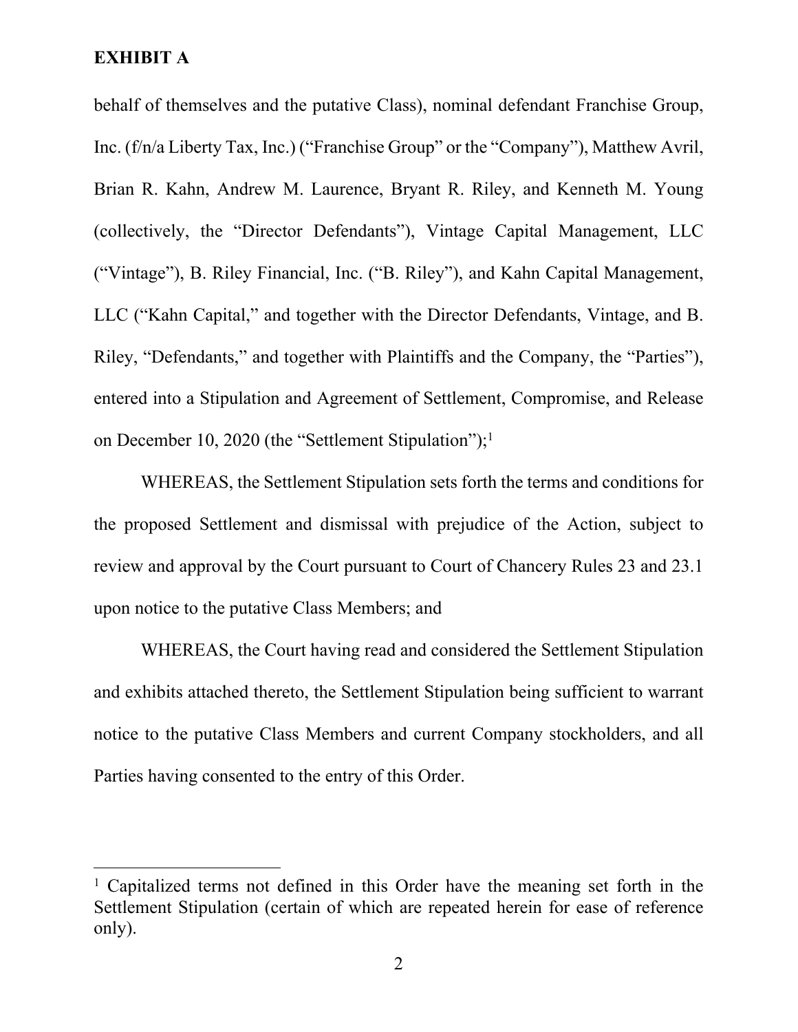**EXHIBIT A**

behalf of themselves and the putative Class), nominal defendant Franchise Group, Inc. (f/n/a Liberty Tax, Inc.) ("Franchise Group" or the "Company"), Matthew Avril, Brian R. Kahn, Andrew M. Laurence, Bryant R. Riley, and Kenneth M. Young (collectively, the "Director Defendants"), Vintage Capital Management, LLC ("Vintage"), B. Riley Financial, Inc. ("B. Riley"), and Kahn Capital Management, LLC ("Kahn Capital," and together with the Director Defendants, Vintage, and B. Riley, "Defendants," and together with Plaintiffs and the Company, the "Parties"), entered into a Stipulation and Agreement of Settlement, Compromise, and Release on December 10, 2020 (the "Settlement Stipulation");[1]

WHEREAS, the Settlement Stipulation sets forth the terms and conditions for the proposed Settlement and dismissal with prejudice of the Action, subject to review and approval by the Court pursuant to Court of Chancery Rules 23 and 23.1 upon notice to the putative Class Members; and

WHEREAS, the Court having read and considered the Settlement Stipulation and exhibits attached thereto, the Settlement Stipulation being sufficient to warrant notice to the putative Class Members and current Company stockholders, and all Parties having consented to the entry of this Order.

[1] Capitalized terms not defined in this Order have the meaning set forth in the Settlement Stipulation (certain of which are repeated herein for ease of reference only).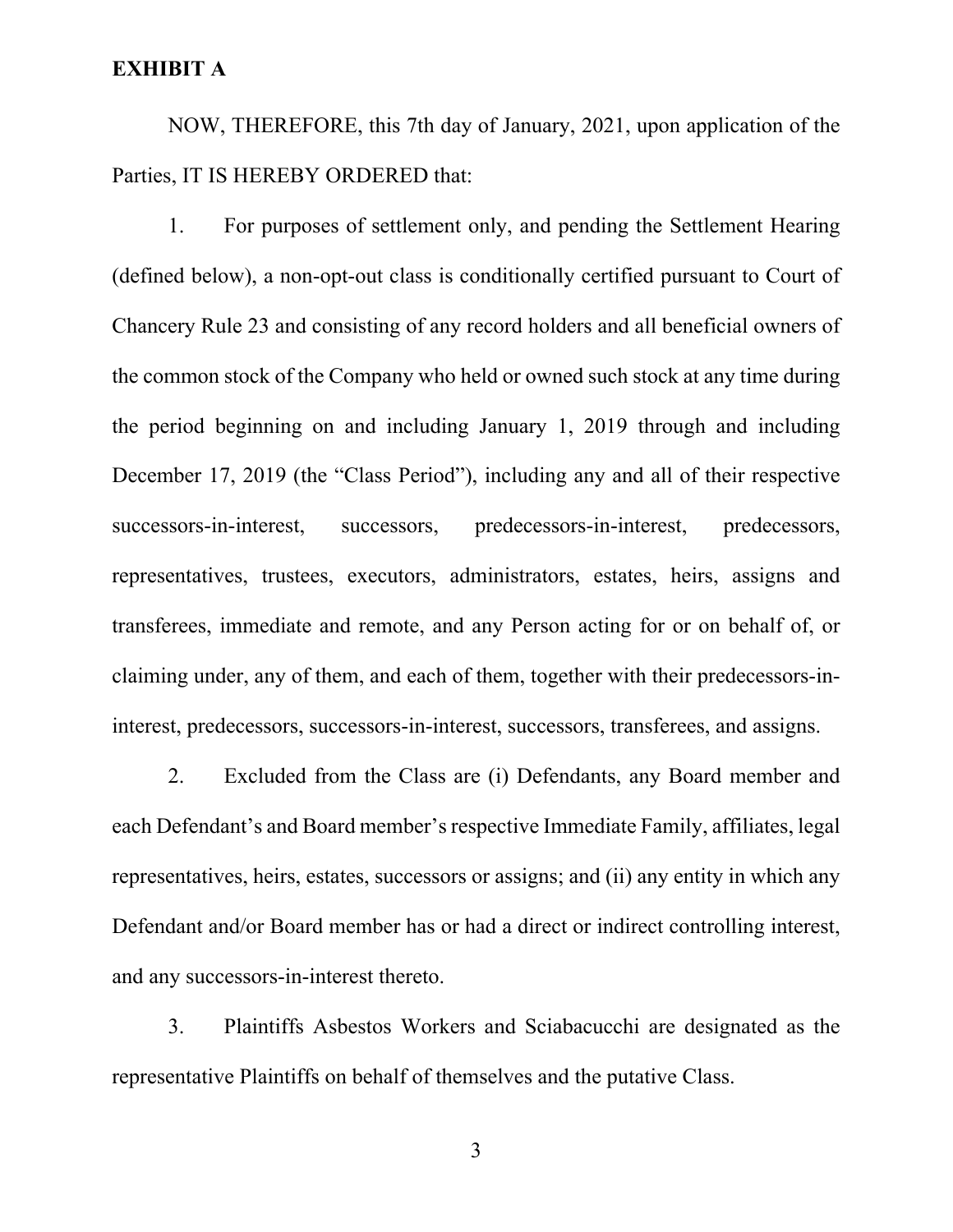**EXHIBIT A**

NOW, THEREFORE, this 7th day of January, 2021, upon application of the Parties, IT IS HEREBY ORDERED that:

1. For purposes of settlement only, and pending the Settlement Hearing (defined below), a non-opt-out class is conditionally certified pursuant to Court of Chancery Rule 23 and consisting of any record holders and all beneficial owners of the common stock of the Company who held or owned such stock at any time during the period beginning on and including January 1, 2019 through and including December 17, 2019 (the "Class Period"), including any and all of their respective successors-in-interest, successors, predecessors-in-interest, predecessors, representatives, trustees, executors, administrators, estates, heirs, assigns and transferees, immediate and remote, and any Person acting for or on behalf of, or claiming under, any of them, and each of them, together with their predecessors-in-interest, predecessors, successors-in-interest, successors, transferees, and assigns.

2. Excluded from the Class are (i) Defendants, any Board member and each Defendant's and Board member's respective Immediate Family, affiliates, legal representatives, heirs, estates, successors or assigns; and (ii) any entity in which any Defendant and/or Board member has or had a direct or indirect controlling interest, and any successors-in-interest thereto.

3. Plaintiffs Asbestos Workers and Sciabacucchi are designated as the representative Plaintiffs on behalf of themselves and the putative Class.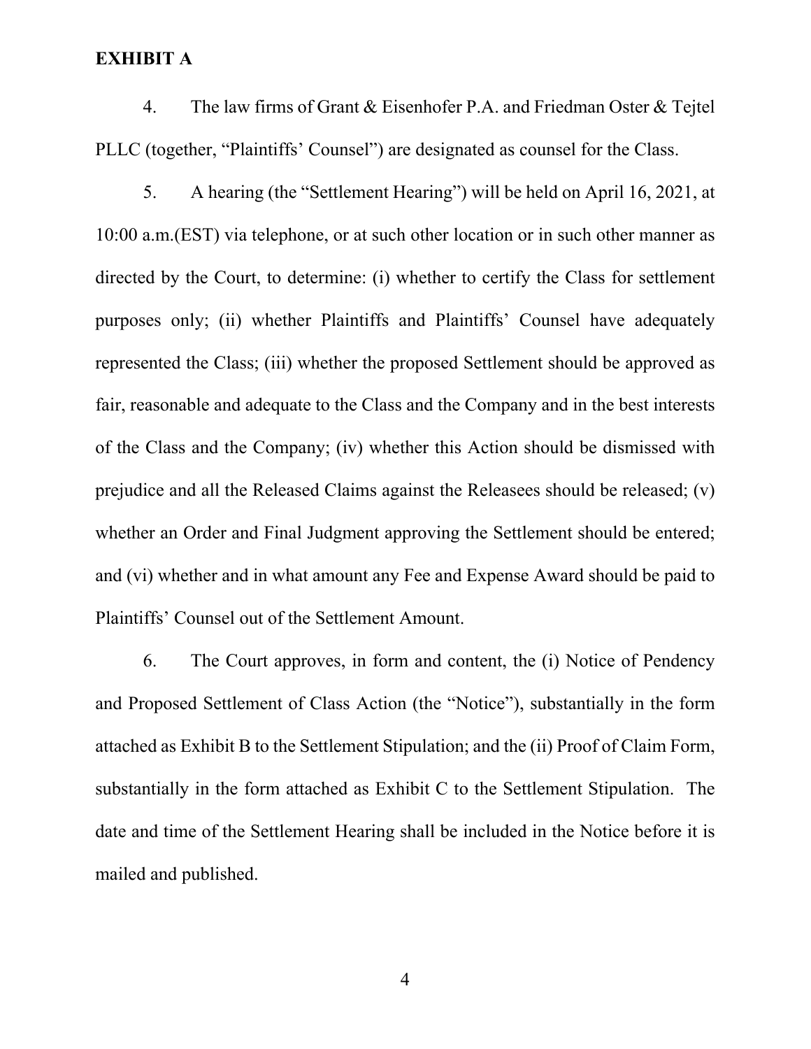**EXHIBIT A**

4. The law firms of Grant & Eisenhofer P.A. and Friedman Oster & Tejtel PLLC (together, "Plaintiffs' Counsel") are designated as counsel for the Class.

5. A hearing (the "Settlement Hearing") will be held on April 16, 2021, at 10:00 a.m.(EST) via telephone, or at such other location or in such other manner as directed by the Court, to determine: (i) whether to certify the Class for settlement purposes only; (ii) whether Plaintiffs and Plaintiffs' Counsel have adequately represented the Class; (iii) whether the proposed Settlement should be approved as fair, reasonable and adequate to the Class and the Company and in the best interests of the Class and the Company; (iv) whether this Action should be dismissed with prejudice and all the Released Claims against the Releasees should be released; (v) whether an Order and Final Judgment approving the Settlement should be entered; and (vi) whether and in what amount any Fee and Expense Award should be paid to Plaintiffs' Counsel out of the Settlement Amount.

6. The Court approves, in form and content, the (i) Notice of Pendency and Proposed Settlement of Class Action (the "Notice"), substantially in the form attached as Exhibit B to the Settlement Stipulation; and the (ii) Proof of Claim Form, substantially in the form attached as Exhibit C to the Settlement Stipulation. The date and time of the Settlement Hearing shall be included in the Notice before it is mailed and published.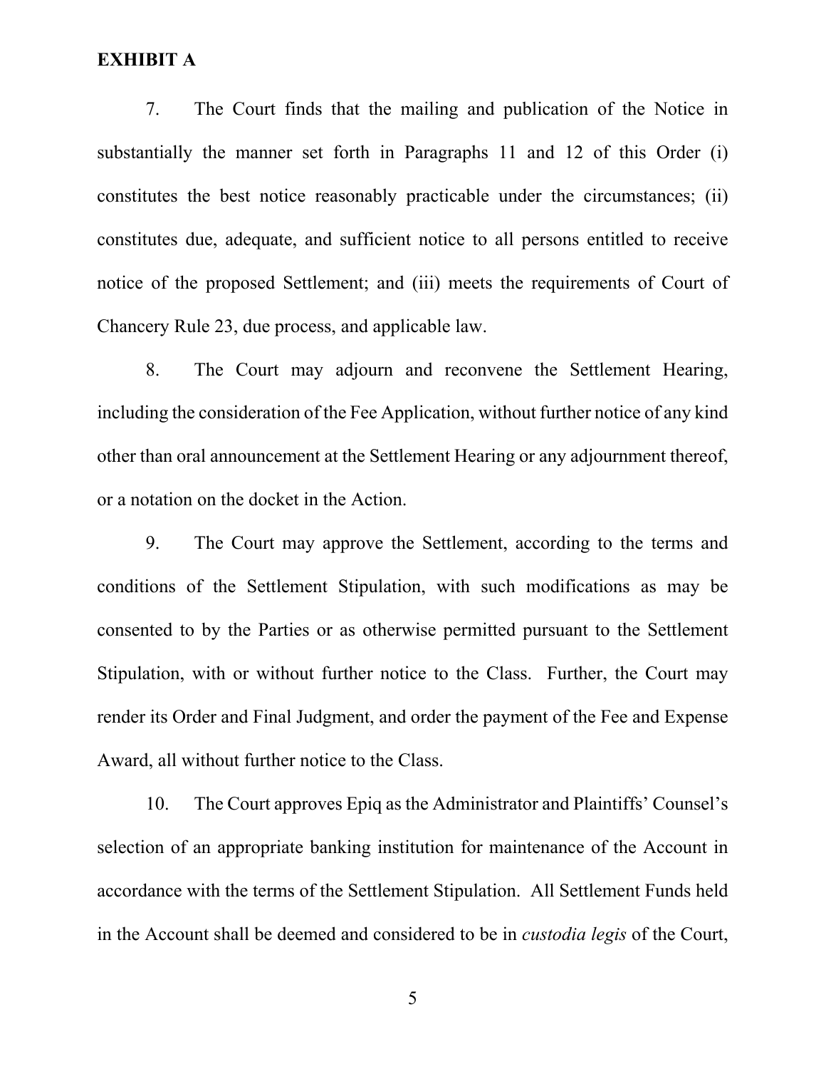**EXHIBIT A**

7. The Court finds that the mailing and publication of the Notice in substantially the manner set forth in Paragraphs 11 and 12 of this Order (i) constitutes the best notice reasonably practicable under the circumstances; (ii) constitutes due, adequate, and sufficient notice to all persons entitled to receive notice of the proposed Settlement; and (iii) meets the requirements of Court of Chancery Rule 23, due process, and applicable law.

8. The Court may adjourn and reconvene the Settlement Hearing, including the consideration of the Fee Application, without further notice of any kind other than oral announcement at the Settlement Hearing or any adjournment thereof, or a notation on the docket in the Action.

9. The Court may approve the Settlement, according to the terms and conditions of the Settlement Stipulation, with such modifications as may be consented to by the Parties or as otherwise permitted pursuant to the Settlement Stipulation, with or without further notice to the Class. Further, the Court may render its Order and Final Judgment, and order the payment of the Fee and Expense Award, all without further notice to the Class.

10. The Court approves Epiq as the Administrator and Plaintiffs' Counsel's selection of an appropriate banking institution for maintenance of the Account in accordance with the terms of the Settlement Stipulation. All Settlement Funds held in the Account shall be deemed and considered to be in *custodia legis* of the Court,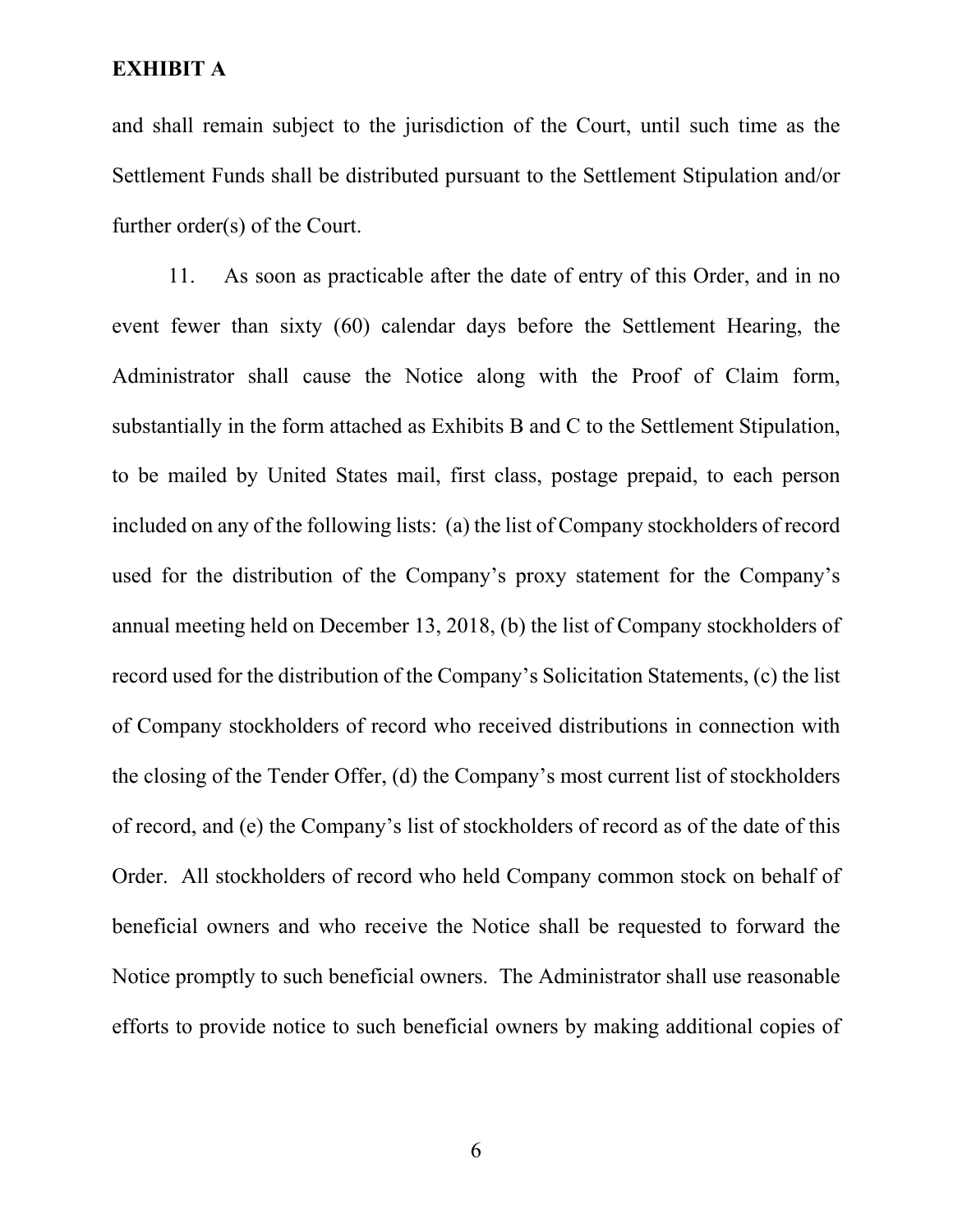**EXHIBIT A**

and shall remain subject to the jurisdiction of the Court, until such time as the Settlement Funds shall be distributed pursuant to the Settlement Stipulation and/or further order(s) of the Court.

11. As soon as practicable after the date of entry of this Order, and in no event fewer than sixty (60) calendar days before the Settlement Hearing, the Administrator shall cause the Notice along with the Proof of Claim form, substantially in the form attached as Exhibits B and C to the Settlement Stipulation, to be mailed by United States mail, first class, postage prepaid, to each person included on any of the following lists: (a) the list of Company stockholders of record used for the distribution of the Company's proxy statement for the Company's annual meeting held on December 13, 2018, (b) the list of Company stockholders of record used for the distribution of the Company's Solicitation Statements, (c) the list of Company stockholders of record who received distributions in connection with the closing of the Tender Offer, (d) the Company's most current list of stockholders of record, and (e) the Company's list of stockholders of record as of the date of this Order. All stockholders of record who held Company common stock on behalf of beneficial owners and who receive the Notice shall be requested to forward the Notice promptly to such beneficial owners. The Administrator shall use reasonable efforts to provide notice to such beneficial owners by making additional copies of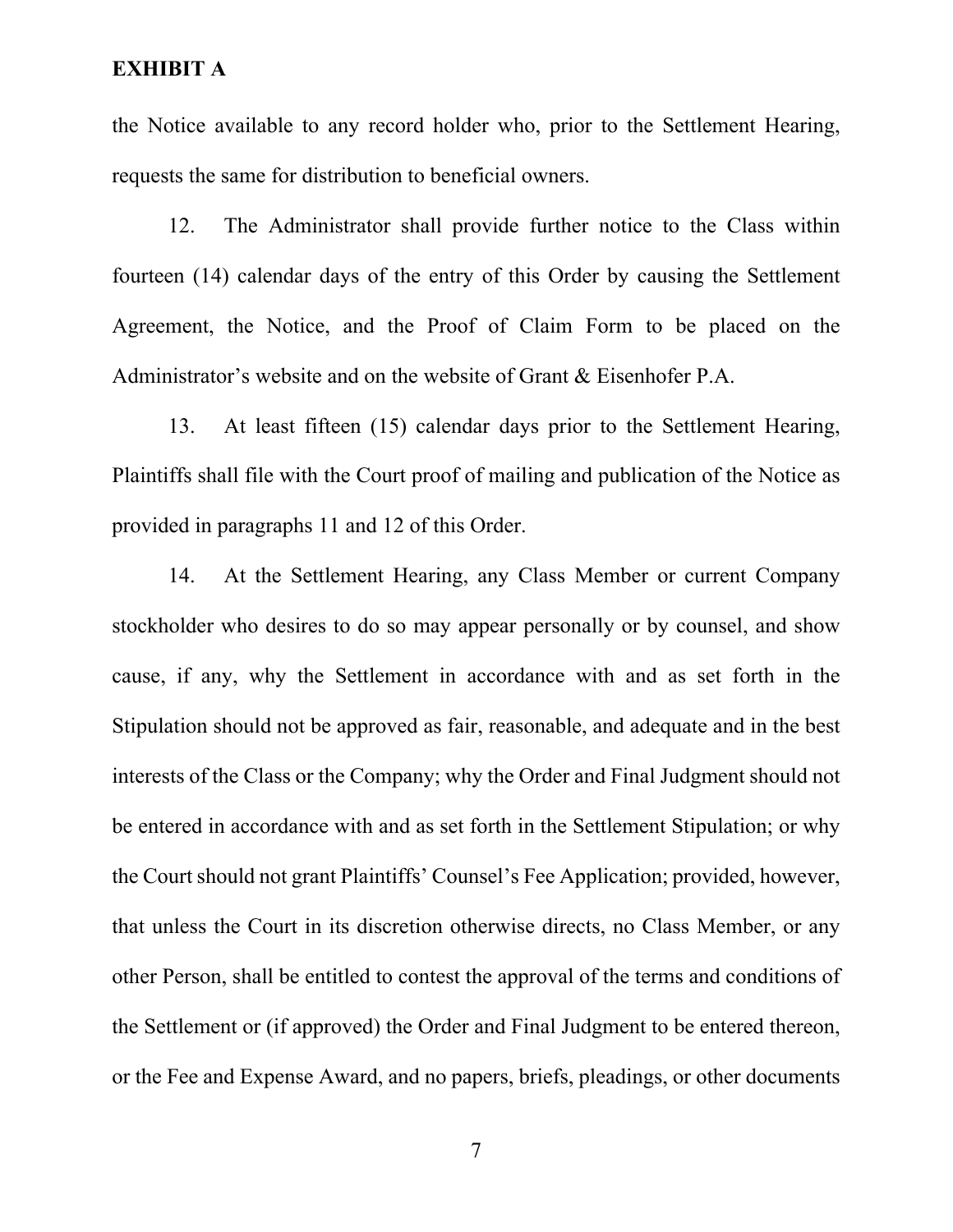**EXHIBIT A**

the Notice available to any record holder who, prior to the Settlement Hearing, requests the same for distribution to beneficial owners.

12. The Administrator shall provide further notice to the Class within fourteen (14) calendar days of the entry of this Order by causing the Settlement Agreement, the Notice, and the Proof of Claim Form to be placed on the Administrator's website and on the website of Grant & Eisenhofer P.A.

13. At least fifteen (15) calendar days prior to the Settlement Hearing, Plaintiffs shall file with the Court proof of mailing and publication of the Notice as provided in paragraphs 11 and 12 of this Order.

14. At the Settlement Hearing, any Class Member or current Company stockholder who desires to do so may appear personally or by counsel, and show cause, if any, why the Settlement in accordance with and as set forth in the Stipulation should not be approved as fair, reasonable, and adequate and in the best interests of the Class or the Company; why the Order and Final Judgment should not be entered in accordance with and as set forth in the Settlement Stipulation; or why the Court should not grant Plaintiffs' Counsel's Fee Application; provided, however, that unless the Court in its discretion otherwise directs, no Class Member, or any other Person, shall be entitled to contest the approval of the terms and conditions of the Settlement or (if approved) the Order and Final Judgment to be entered thereon, or the Fee and Expense Award, and no papers, briefs, pleadings, or other documents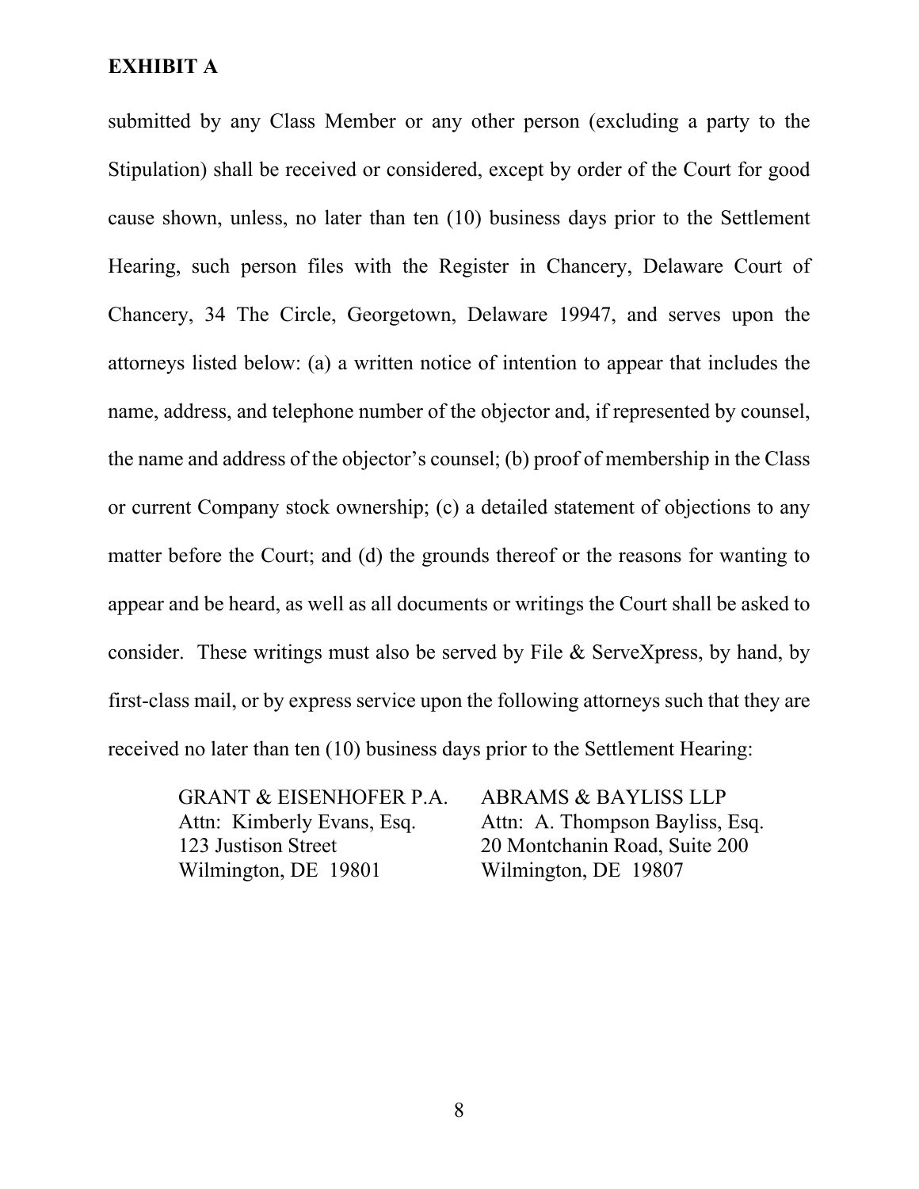**EXHIBIT A**

submitted by any Class Member or any other person (excluding a party to the Stipulation) shall be received or considered, except by order of the Court for good cause shown, unless, no later than ten (10) business days prior to the Settlement Hearing, such person files with the Register in Chancery, Delaware Court of Chancery, 34 The Circle, Georgetown, Delaware 19947, and serves upon the attorneys listed below: (a) a written notice of intention to appear that includes the name, address, and telephone number of the objector and, if represented by counsel, the name and address of the objector's counsel; (b) proof of membership in the Class or current Company stock ownership; (c) a detailed statement of objections to any matter before the Court; and (d) the grounds thereof or the reasons for wanting to appear and be heard, as well as all documents or writings the Court shall be asked to consider. These writings must also be served by File & ServeXpress, by hand, by first-class mail, or by express service upon the following attorneys such that they are received no later than ten (10) business days prior to the Settlement Hearing:

GRANT & EISENHOFER P.A.
Attn: Kimberly Evans, Esq.
123 Justison Street
Wilmington, DE 19801

ABRAMS & BAYLISS LLP
Attn: A. Thompson Bayliss, Esq.
20 Montchanin Road, Suite 200
Wilmington, DE 19807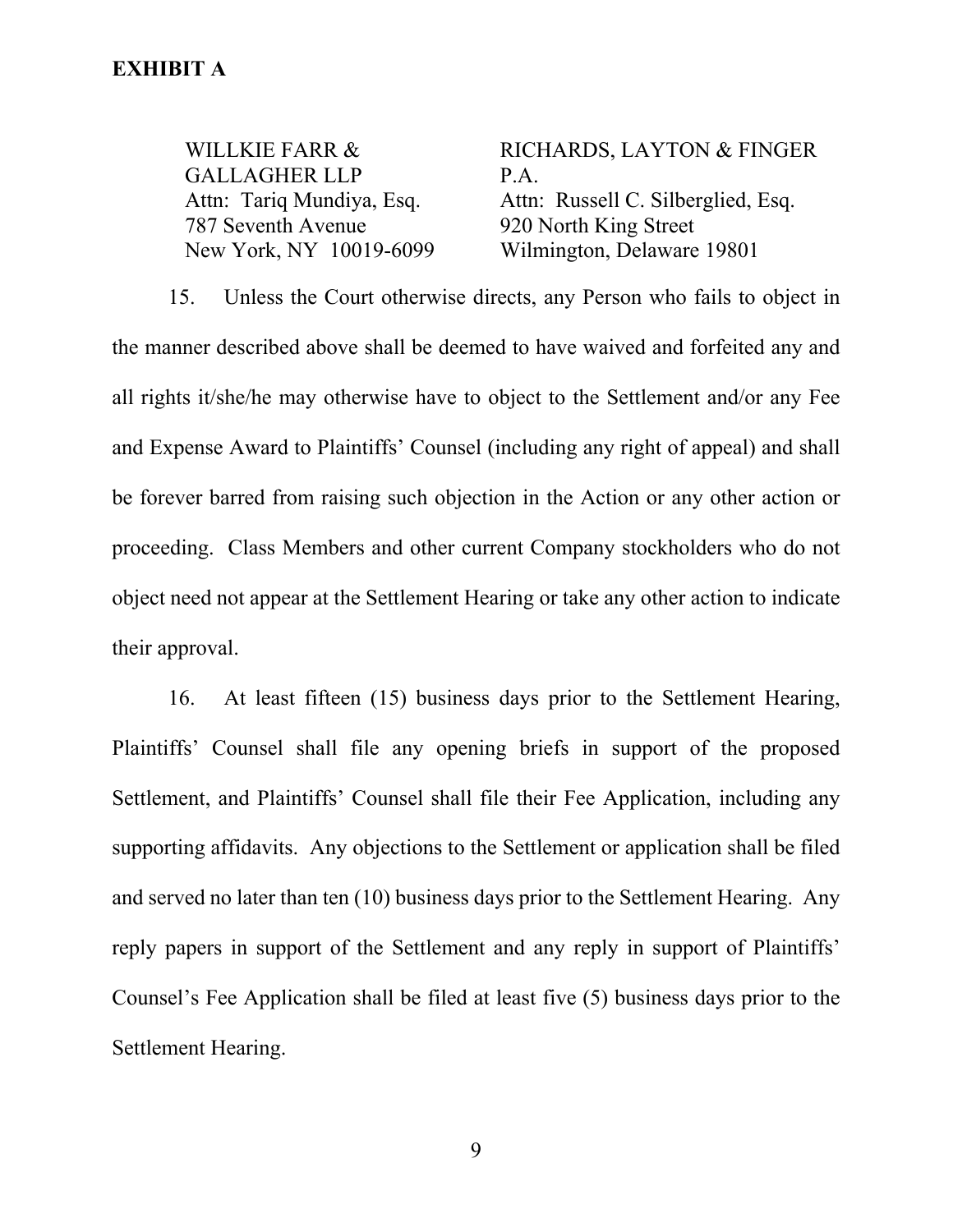**EXHIBIT A**

| WILLKIE FARR & GALLAGHER LLP | RICHARDS, LAYTON & FINGER P.A. |
|---|---|
| Attn: Tariq Mundiya, Esq. | Attn: Russell C. Silberglied, Esq. |
| 787 Seventh Avenue | 920 North King Street |
| New York, NY 10019-6099 | Wilmington, Delaware 19801 |

15. Unless the Court otherwise directs, any Person who fails to object in the manner described above shall be deemed to have waived and forfeited any and all rights it/she/he may otherwise have to object to the Settlement and/or any Fee and Expense Award to Plaintiffs' Counsel (including any right of appeal) and shall be forever barred from raising such objection in the Action or any other action or proceeding. Class Members and other current Company stockholders who do not object need not appear at the Settlement Hearing or take any other action to indicate their approval.

16. At least fifteen (15) business days prior to the Settlement Hearing, Plaintiffs' Counsel shall file any opening briefs in support of the proposed Settlement, and Plaintiffs' Counsel shall file their Fee Application, including any supporting affidavits. Any objections to the Settlement or application shall be filed and served no later than ten (10) business days prior to the Settlement Hearing. Any reply papers in support of the Settlement and any reply in support of Plaintiffs' Counsel's Fee Application shall be filed at least five (5) business days prior to the Settlement Hearing.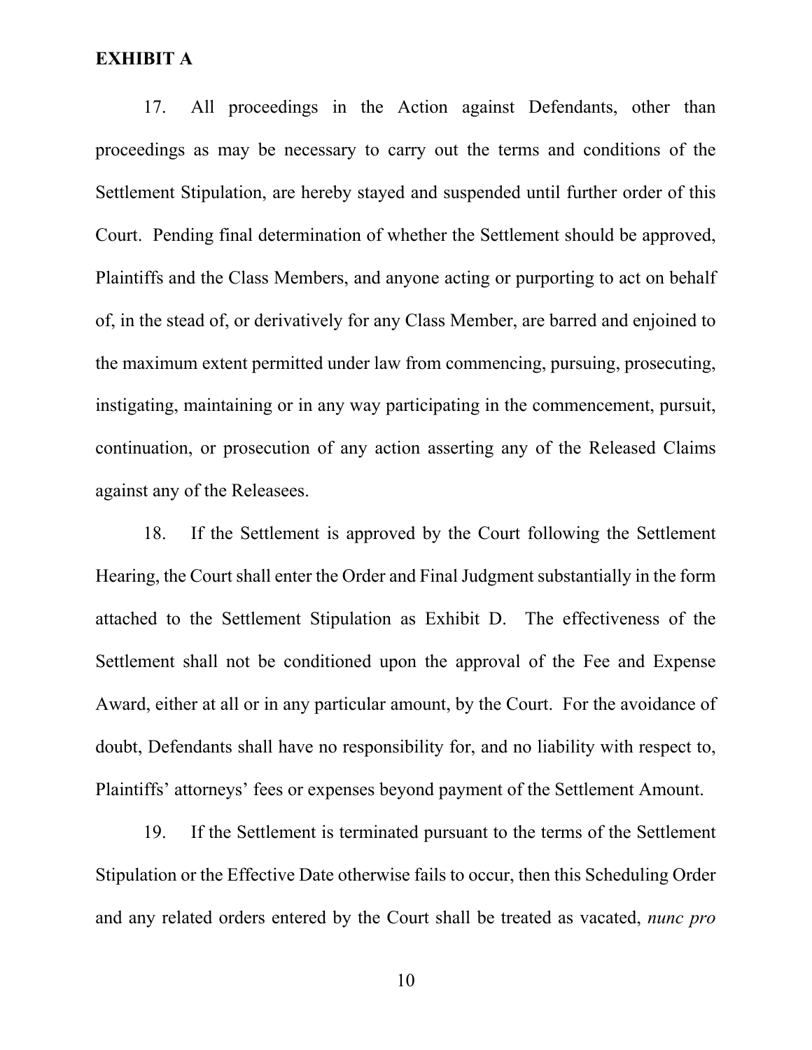**EXHIBIT A**

17. All proceedings in the Action against Defendants, other than proceedings as may be necessary to carry out the terms and conditions of the Settlement Stipulation, are hereby stayed and suspended until further order of this Court. Pending final determination of whether the Settlement should be approved, Plaintiffs and the Class Members, and anyone acting or purporting to act on behalf of, in the stead of, or derivatively for any Class Member, are barred and enjoined to the maximum extent permitted under law from commencing, pursuing, prosecuting, instigating, maintaining or in any way participating in the commencement, pursuit, continuation, or prosecution of any action asserting any of the Released Claims against any of the Releasees.

18. If the Settlement is approved by the Court following the Settlement Hearing, the Court shall enter the Order and Final Judgment substantially in the form attached to the Settlement Stipulation as Exhibit D. The effectiveness of the Settlement shall not be conditioned upon the approval of the Fee and Expense Award, either at all or in any particular amount, by the Court. For the avoidance of doubt, Defendants shall have no responsibility for, and no liability with respect to, Plaintiffs' attorneys' fees or expenses beyond payment of the Settlement Amount.

19. If the Settlement is terminated pursuant to the terms of the Settlement Stipulation or the Effective Date otherwise fails to occur, then this Scheduling Order and any related orders entered by the Court shall be treated as vacated, *nunc pro*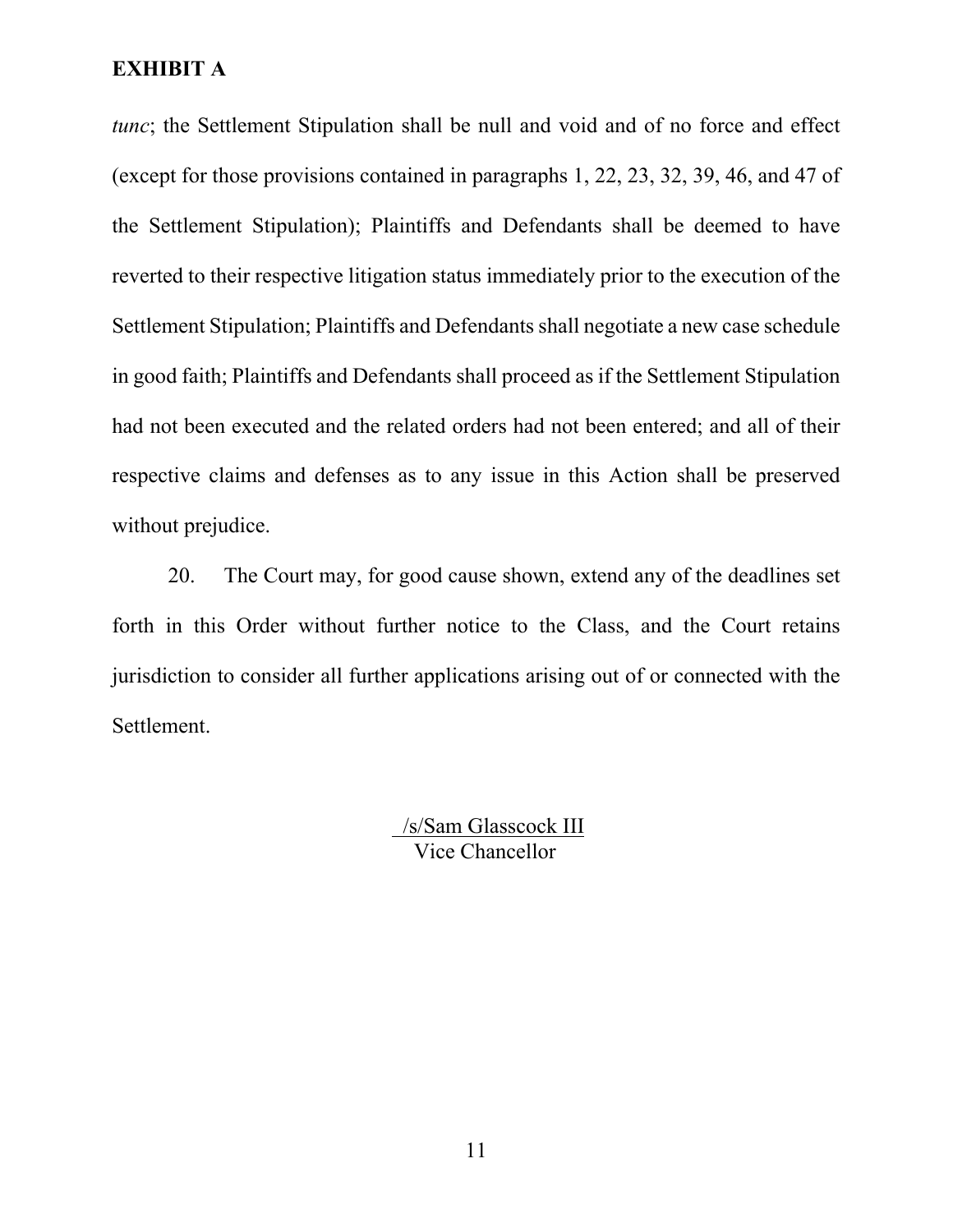**EXHIBIT A**

*tunc*; the Settlement Stipulation shall be null and void and of no force and effect (except for those provisions contained in paragraphs 1, 22, 23, 32, 39, 46, and 47 of the Settlement Stipulation); Plaintiffs and Defendants shall be deemed to have reverted to their respective litigation status immediately prior to the execution of the Settlement Stipulation; Plaintiffs and Defendants shall negotiate a new case schedule in good faith; Plaintiffs and Defendants shall proceed as if the Settlement Stipulation had not been executed and the related orders had not been entered; and all of their respective claims and defenses as to any issue in this Action shall be preserved without prejudice.

20. The Court may, for good cause shown, extend any of the deadlines set forth in this Order without further notice to the Class, and the Court retains jurisdiction to consider all further applications arising out of or connected with the Settlement.

/s/Sam Glasscock III
Vice Chancellor